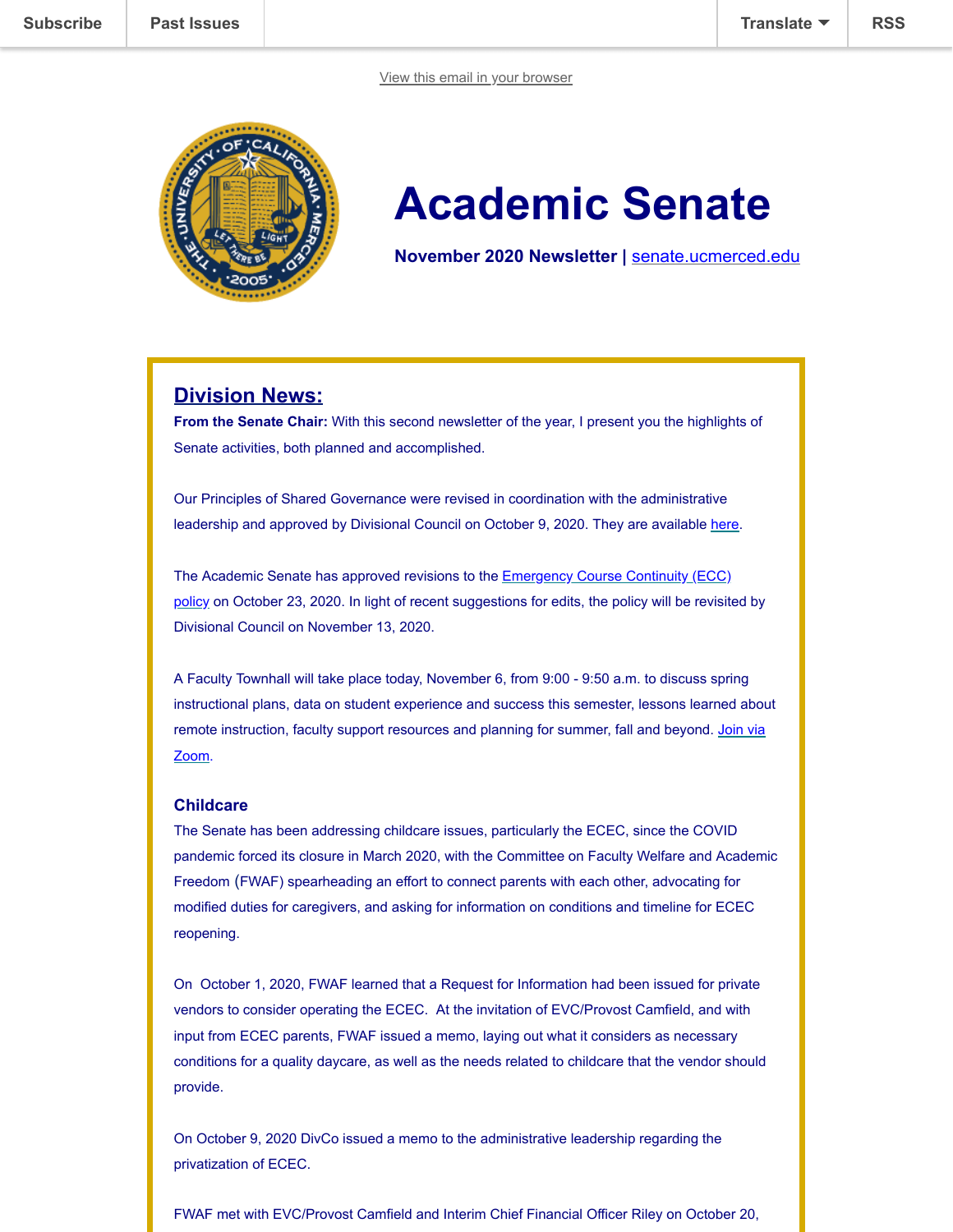Subscribe | Past Issues | Translate | RSS

View this email in your browser

# Academic Senate

**November 2020 Newsletter | senate.ucmerced.edu**

## Division News:

**From the Senate Chair:** With this second newsletter of the year, I present you the highlights of Senate activities, both planned and accomplished.

Our Principles of Shared Governance were revised in coordination with the administrative leadership and approved by Divisional Council on October 9, 2020. They are available here.

The Academic Senate has approved revisions to the Emergency Course Continuity (ECC) policy on October 23, 2020. In light of recent suggestions for edits, the policy will be revisited by Divisional Council on November 13, 2020.

A Faculty Townhall will take place today, November 6, from 9:00 - 9:50 a.m. to discuss spring instructional plans, data on student experience and success this semester, lessons learned about remote instruction, faculty support resources and planning for summer, fall and beyond. Join via Zoom.

### Childcare

The Senate has been addressing childcare issues, particularly the ECEC, since the COVID pandemic forced its closure in March 2020, with the Committee on Faculty Welfare and Academic Freedom (FWAF) spearheading an effort to connect parents with each other, advocating for modified duties for caregivers, and asking for information on conditions and timeline for ECEC reopening.

On October 1, 2020, FWAF learned that a Request for Information had been issued for private vendors to consider operating the ECEC. At the invitation of EVC/Provost Camfield, and with input from ECEC parents, FWAF issued a memo, laying out what it considers as necessary conditions for a quality daycare, as well as the needs related to childcare that the vendor should provide.

On October 9, 2020 DivCo issued a memo to the administrative leadership regarding the privatization of ECEC.

FWAF met with EVC/Provost Camfield and Interim Chief Financial Officer Riley on October 20,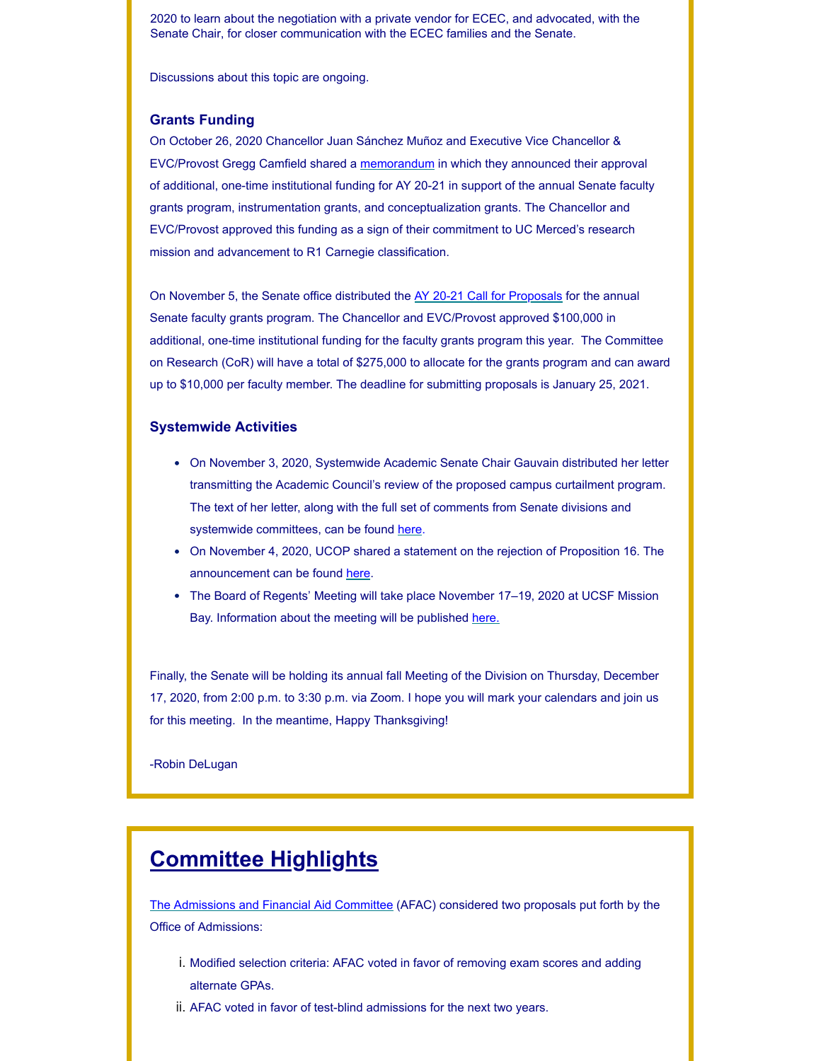2020 to learn about the negotiation with a private vendor for ECEC, and advocated, with the Senate Chair, for closer communication with the ECEC families and the Senate.

Discussions about this topic are ongoing.

### Grants Funding

On October 26, 2020 Chancellor Juan Sánchez Muñoz and Executive Vice Chancellor & EVC/Provost Gregg Camfield shared a memorandum in which they announced their approval of additional, one-time institutional funding for AY 20-21 in support of the annual Senate faculty grants program, instrumentation grants, and conceptualization grants. The Chancellor and EVC/Provost approved this funding as a sign of their commitment to UC Merced's research mission and advancement to R1 Carnegie classification.

On November 5, the Senate office distributed the AY 20-21 Call for Proposals for the annual Senate faculty grants program. The Chancellor and EVC/Provost approved $100,000 in additional, one-time institutional funding for the faculty grants program this year. The Committee on Research (CoR) will have a total of $275,000 to allocate for the grants program and can award up to $10,000 per faculty member. The deadline for submitting proposals is January 25, 2021.

### Systemwide Activities

- On November 3, 2020, Systemwide Academic Senate Chair Gauvain distributed her letter transmitting the Academic Council's review of the proposed campus curtailment program. The text of her letter, along with the full set of comments from Senate divisions and systemwide committees, can be found here.
- On November 4, 2020, UCOP shared a statement on the rejection of Proposition 16. The announcement can be found here.
- The Board of Regents' Meeting will take place November 17–19, 2020 at UCSF Mission Bay. Information about the meeting will be published here.

Finally, the Senate will be holding its annual fall Meeting of the Division on Thursday, December 17, 2020, from 2:00 p.m. to 3:30 p.m. via Zoom. I hope you will mark your calendars and join us for this meeting. In the meantime, Happy Thanksgiving!

-Robin DeLugan

## Committee Highlights

The Admissions and Financial Aid Committee (AFAC) considered two proposals put forth by the Office of Admissions:

i. Modified selection criteria: AFAC voted in favor of removing exam scores and adding alternate GPAs.
ii. AFAC voted in favor of test-blind admissions for the next two years.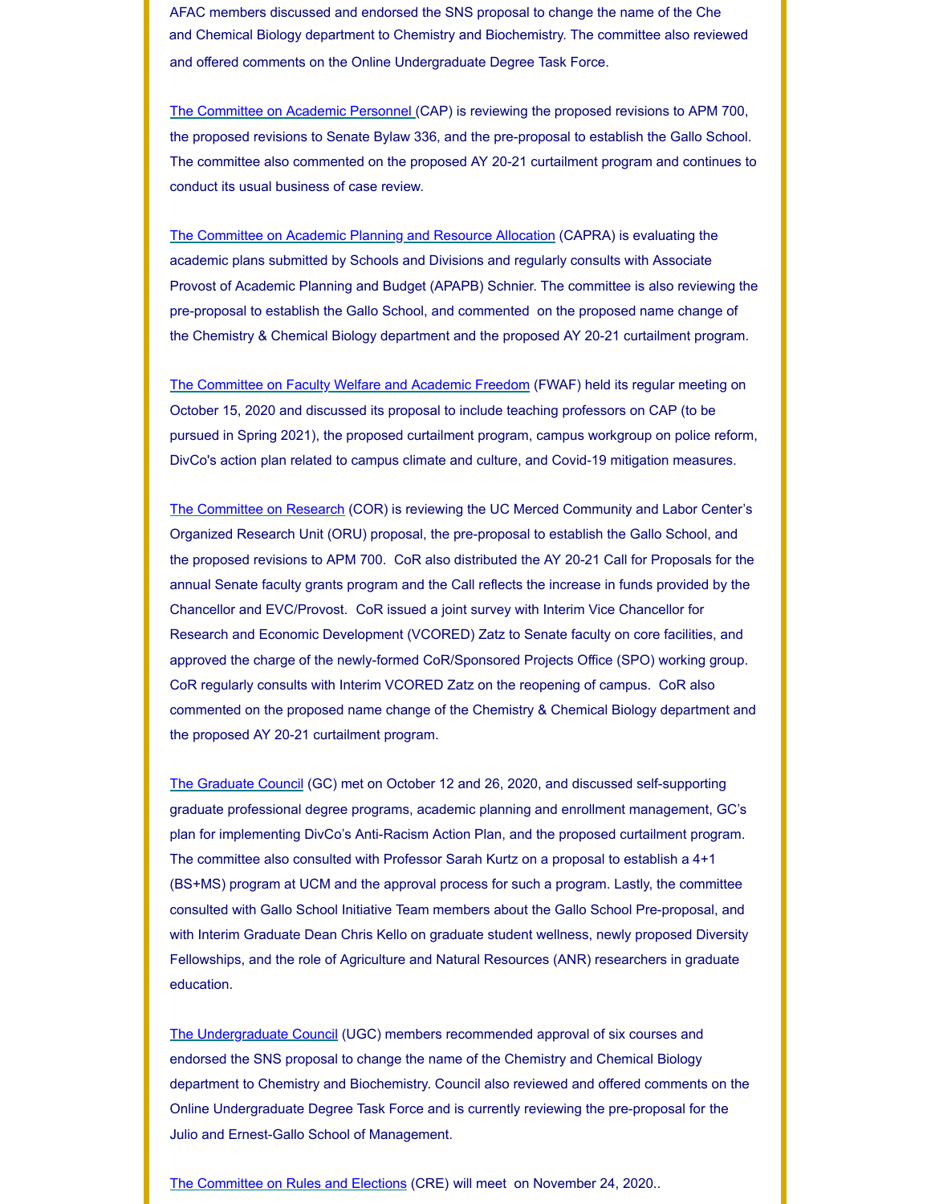AFAC members discussed and endorsed the SNS proposal to change the name of the Che and Chemical Biology department to Chemistry and Biochemistry. The committee also reviewed and offered comments on the Online Undergraduate Degree Task Force.

The Committee on Academic Personnel (CAP) is reviewing the proposed revisions to APM 700, the proposed revisions to Senate Bylaw 336, and the pre-proposal to establish the Gallo School. The committee also commented on the proposed AY 20-21 curtailment program and continues to conduct its usual business of case review.

The Committee on Academic Planning and Resource Allocation (CAPRA) is evaluating the academic plans submitted by Schools and Divisions and regularly consults with Associate Provost of Academic Planning and Budget (APAPB) Schnier. The committee is also reviewing the pre-proposal to establish the Gallo School, and commented on the proposed name change of the Chemistry & Chemical Biology department and the proposed AY 20-21 curtailment program.

The Committee on Faculty Welfare and Academic Freedom (FWAF) held its regular meeting on October 15, 2020 and discussed its proposal to include teaching professors on CAP (to be pursued in Spring 2021), the proposed curtailment program, campus workgroup on police reform, DivCo's action plan related to campus climate and culture, and Covid-19 mitigation measures.

The Committee on Research (COR) is reviewing the UC Merced Community and Labor Center's Organized Research Unit (ORU) proposal, the pre-proposal to establish the Gallo School, and the proposed revisions to APM 700. CoR also distributed the AY 20-21 Call for Proposals for the annual Senate faculty grants program and the Call reflects the increase in funds provided by the Chancellor and EVC/Provost. CoR issued a joint survey with Interim Vice Chancellor for Research and Economic Development (VCORED) Zatz to Senate faculty on core facilities, and approved the charge of the newly-formed CoR/Sponsored Projects Office (SPO) working group. CoR regularly consults with Interim VCORED Zatz on the reopening of campus. CoR also commented on the proposed name change of the Chemistry & Chemical Biology department and the proposed AY 20-21 curtailment program.

The Graduate Council (GC) met on October 12 and 26, 2020, and discussed self-supporting graduate professional degree programs, academic planning and enrollment management, GC's plan for implementing DivCo's Anti-Racism Action Plan, and the proposed curtailment program. The committee also consulted with Professor Sarah Kurtz on a proposal to establish a 4+1 (BS+MS) program at UCM and the approval process for such a program. Lastly, the committee consulted with Gallo School Initiative Team members about the Gallo School Pre-proposal, and with Interim Graduate Dean Chris Kello on graduate student wellness, newly proposed Diversity Fellowships, and the role of Agriculture and Natural Resources (ANR) researchers in graduate education.

The Undergraduate Council (UGC) members recommended approval of six courses and endorsed the SNS proposal to change the name of the Chemistry and Chemical Biology department to Chemistry and Biochemistry. Council also reviewed and offered comments on the Online Undergraduate Degree Task Force and is currently reviewing the pre-proposal for the Julio and Ernest-Gallo School of Management.

The Committee on Rules and Elections (CRE) will meet on November 24, 2020..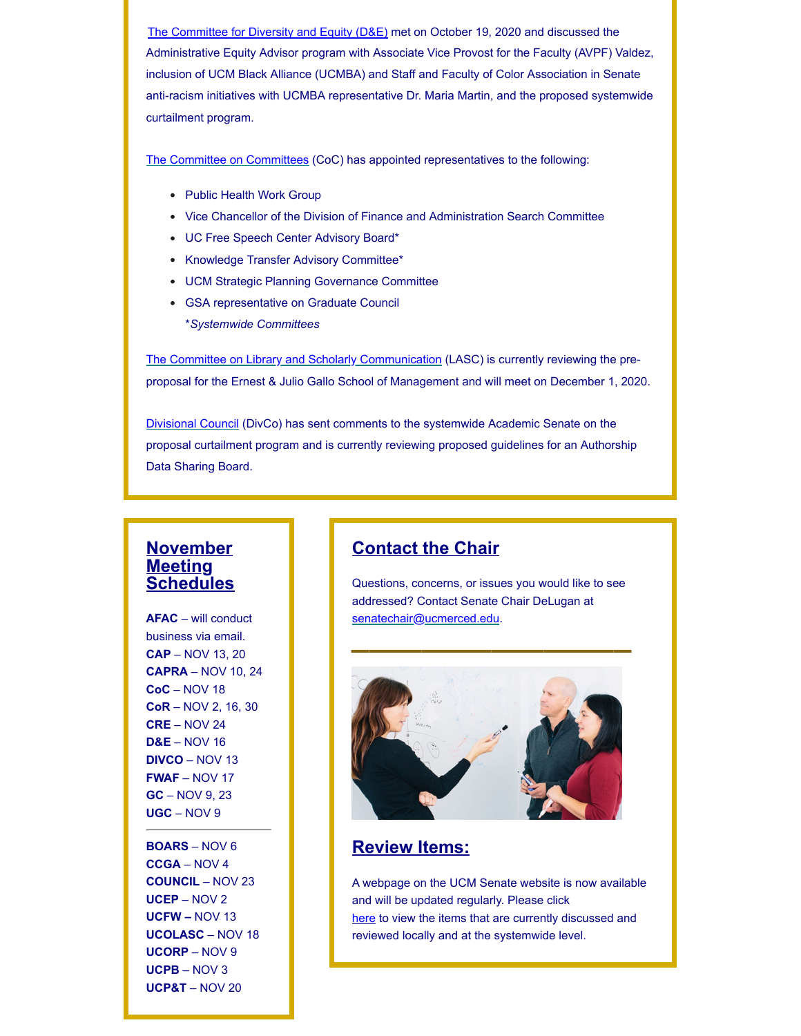The Committee for Diversity and Equity (D&E) met on October 19, 2020 and discussed the Administrative Equity Advisor program with Associate Vice Provost for the Faculty (AVPF) Valdez, inclusion of UCM Black Alliance (UCMBA) and Staff and Faculty of Color Association in Senate anti-racism initiatives with UCMBA representative Dr. Maria Martin, and the proposed systemwide curtailment program.

The Committee on Committees (CoC) has appointed representatives to the following:

- Public Health Work Group
- Vice Chancellor of the Division of Finance and Administration Search Committee
- UC Free Speech Center Advisory Board*
- Knowledge Transfer Advisory Committee*
- UCM Strategic Planning Governance Committee
- GSA representative on Graduate Council

*\*Systemwide Committees*

The Committee on Library and Scholarly Communication (LASC) is currently reviewing the pre-proposal for the Ernest & Julio Gallo School of Management and will meet on December 1, 2020.

Divisional Council (DivCo) has sent comments to the systemwide Academic Senate on the proposal curtailment program and is currently reviewing proposed guidelines for an Authorship Data Sharing Board.

## November Meeting Schedules

**AFAC** – will conduct business via email.
**CAP** – NOV 13, 20
**CAPRA** – NOV 10, 24
**CoC** – NOV 18
**CoR** – NOV 2, 16, 30
**CRE** – NOV 24
**D&E** – NOV 16
**DIVCO** – NOV 13
**FWAF** – NOV 17
**GC** – NOV 9, 23
**UGC** – NOV 9

---

**BOARS** – NOV 6
**CCGA** – NOV 4
**COUNCIL** – NOV 23
**UCEP** – NOV 2
**UCFW** – NOV 13
**UCOLASC** – NOV 18
**UCORP** – NOV 9
**UCPB** – NOV 3
**UCP&T** – NOV 20

## Contact the Chair

Questions, concerns, or issues you would like to see addressed? Contact Senate Chair DeLugan at senatechair@ucmerced.edu.

## Review Items:

A webpage on the UCM Senate website is now available and will be updated regularly. Please click here to view the items that are currently discussed and reviewed locally and at the systemwide level.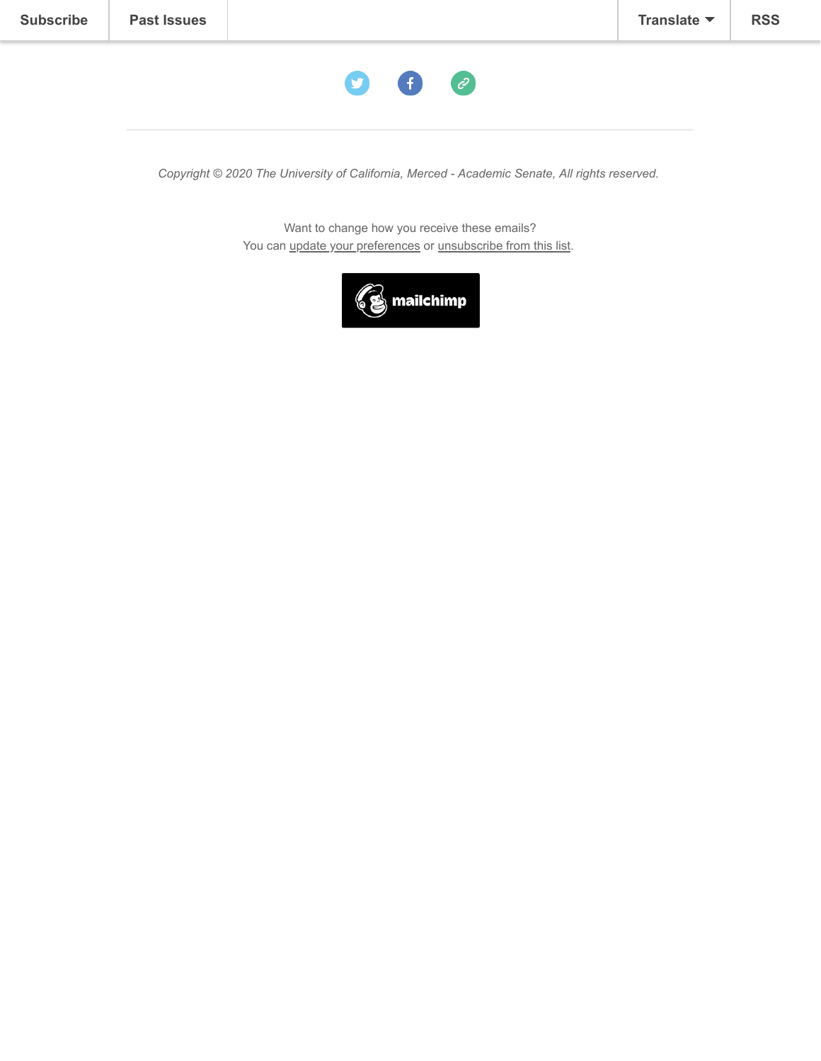Subscribe | Past Issues | Translate | RSS

*Copyright © 2020 The University of California, Merced - Academic Senate, All rights reserved.*

Want to change how you receive these emails?
You can update your preferences or unsubscribe from this list.

mailchimp